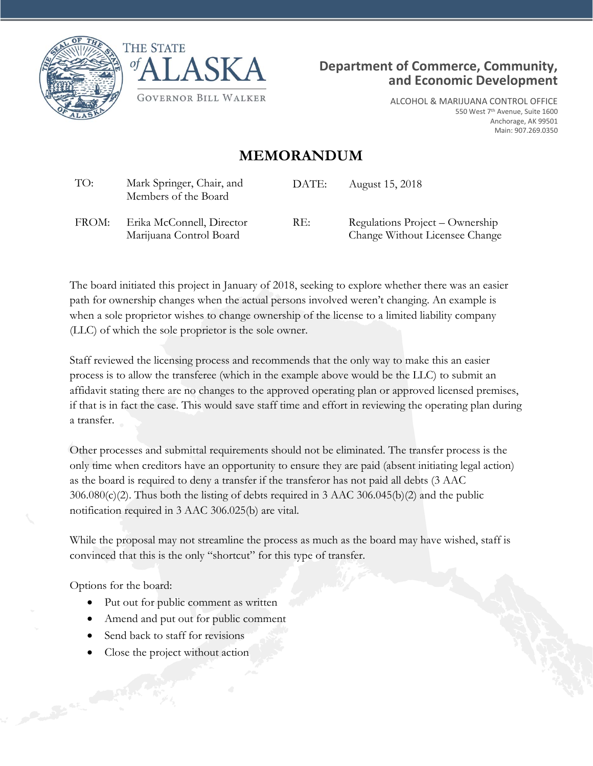THE STATE of ALASKA

GOVERNOR BILL WALKER

**Department of Commerce, Community, and Economic Development**

ALCOHOL & MARIJUANA CONTROL OFFICE
550 West 7th Avenue, Suite 1600
Anchorage, AK 99501
Main: 907.269.0350

# MEMORANDUM

| | | | |
|---|---|---|---|
| TO: | Mark Springer, Chair, and Members of the Board | DATE: | August 15, 2018 |
| FROM: | Erika McConnell, Director Marijuana Control Board | RE: | Regulations Project – Ownership Change Without Licensee Change |

The board initiated this project in January of 2018, seeking to explore whether there was an easier path for ownership changes when the actual persons involved weren't changing. An example is when a sole proprietor wishes to change ownership of the license to a limited liability company (LLC) of which the sole proprietor is the sole owner.

Staff reviewed the licensing process and recommends that the only way to make this an easier process is to allow the transferee (which in the example above would be the LLC) to submit an affidavit stating there are no changes to the approved operating plan or approved licensed premises, if that is in fact the case. This would save staff time and effort in reviewing the operating plan during a transfer.

Other processes and submittal requirements should not be eliminated. The transfer process is the only time when creditors have an opportunity to ensure they are paid (absent initiating legal action) as the board is required to deny a transfer if the transferor has not paid all debts (3 AAC 306.080(c)(2). Thus both the listing of debts required in 3 AAC 306.045(b)(2) and the public notification required in 3 AAC 306.025(b) are vital.

While the proposal may not streamline the process as much as the board may have wished, staff is convinced that this is the only "shortcut" for this type of transfer.

Options for the board:

- Put out for public comment as written
- Amend and put out for public comment
- Send back to staff for revisions
- Close the project without action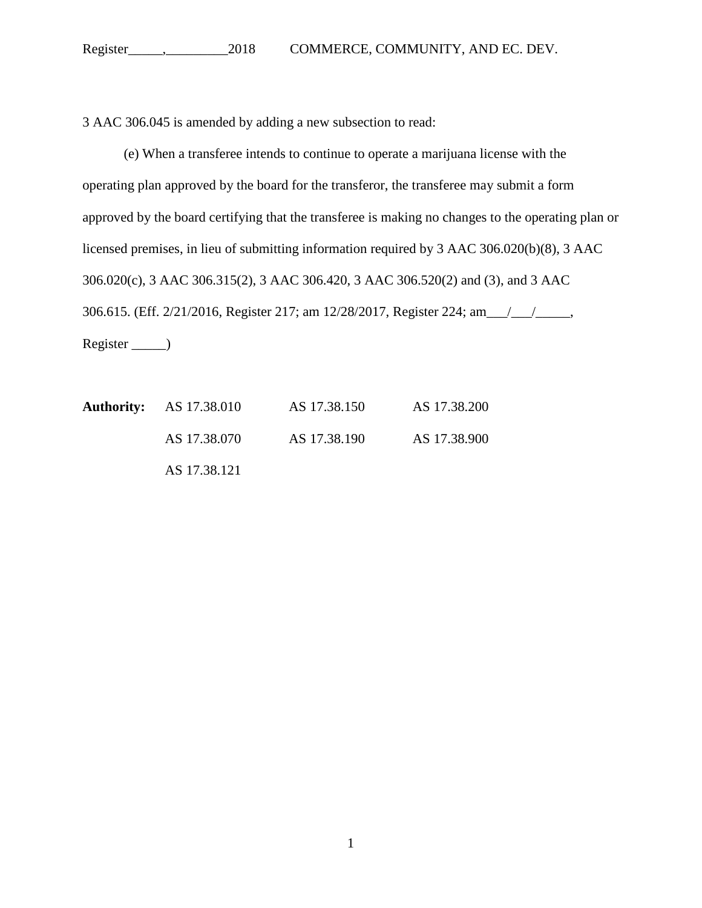3 AAC 306.045 is amended by adding a new subsection to read:

(e) When a transferee intends to continue to operate a marijuana license with the operating plan approved by the board for the transferor, the transferee may submit a form approved by the board certifying that the transferee is making no changes to the operating plan or licensed premises, in lieu of submitting information required by 3 AAC 306.020(b)(8), 3 AAC 306.020(c), 3 AAC 306.315(2), 3 AAC 306.420, 3 AAC 306.520(2) and (3), and 3 AAC 306.615. (Eff. 2/21/2016, Register 217; am 12/28/2017, Register 224; am___/___/_____, Register _____)

| | | | |
|---|---|---|---|
| **Authority:** | AS 17.38.010 | AS 17.38.150 | AS 17.38.200 |
| | AS 17.38.070 | AS 17.38.190 | AS 17.38.900 |
| | AS 17.38.121 | | |